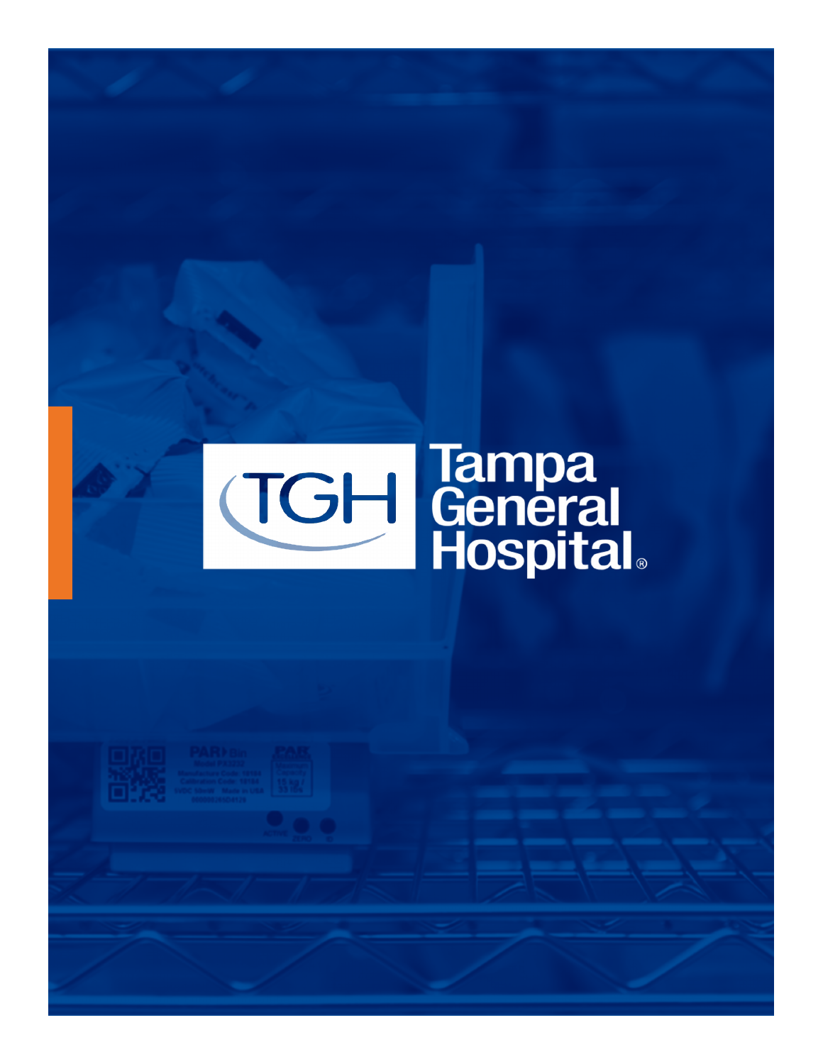TGH

Tampa General Hospital®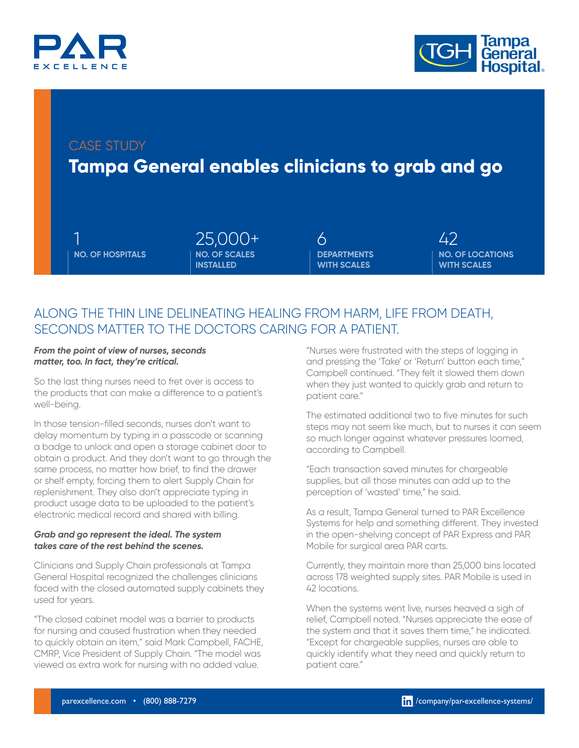CASE STUDY

# Tampa General enables clinicians to grab and go

| 1 | 25,000+ | 6 | 42 |
|---|---|---|---|
| NO. OF HOSPITALS | NO. OF SCALES INSTALLED | DEPARTMENTS WITH SCALES | NO. OF LOCATIONS WITH SCALES |

## ALONG THE THIN LINE DELINEATING HEALING FROM HARM, LIFE FROM DEATH, SECONDS MATTER TO THE DOCTORS CARING FOR A PATIENT.

***From the point of view of nurses, seconds matter, too. In fact, they're critical.***

So the last thing nurses need to fret over is access to the products that can make a difference to a patient's well-being.

In those tension-filled seconds, nurses don't want to delay momentum by typing in a passcode or scanning a badge to unlock and open a storage cabinet door to obtain a product. And they don't want to go through the same process, no matter how brief, to find the drawer or shelf empty, forcing them to alert Supply Chain for replenishment. They also don't appreciate typing in product usage data to be uploaded to the patient's electronic medical record and shared with billing.

***Grab and go represent the ideal. The system takes care of the rest behind the scenes.***

Clinicians and Supply Chain professionals at Tampa General Hospital recognized the challenges clinicians faced with the closed automated supply cabinets they used for years.

"The closed cabinet model was a barrier to products for nursing and caused frustration when they needed to quickly obtain an item," said Mark Campbell, FACHE, CMRP, Vice President of Supply Chain. "The model was viewed as extra work for nursing with no added value.

"Nurses were frustrated with the steps of logging in and pressing the 'Take' or 'Return' button each time," Campbell continued. "They felt it slowed them down when they just wanted to quickly grab and return to patient care."

The estimated additional two to five minutes for such steps may not seem like much, but to nurses it can seem so much longer against whatever pressures loomed, according to Campbell.

"Each transaction saved minutes for chargeable supplies, but all those minutes can add up to the perception of 'wasted' time," he said.

As a result, Tampa General turned to PAR Excellence Systems for help and something different. They invested in the open-shelving concept of PAR Express and PAR Mobile for surgical area PAR carts.

Currently, they maintain more than 25,000 bins located across 178 weighted supply sites. PAR Mobile is used in 42 locations.

When the systems went live, nurses heaved a sigh of relief, Campbell noted. "Nurses appreciate the ease of the system and that it saves them time," he indicated. "Except for chargeable supplies, nurses are able to quickly identify what they need and quickly return to patient care."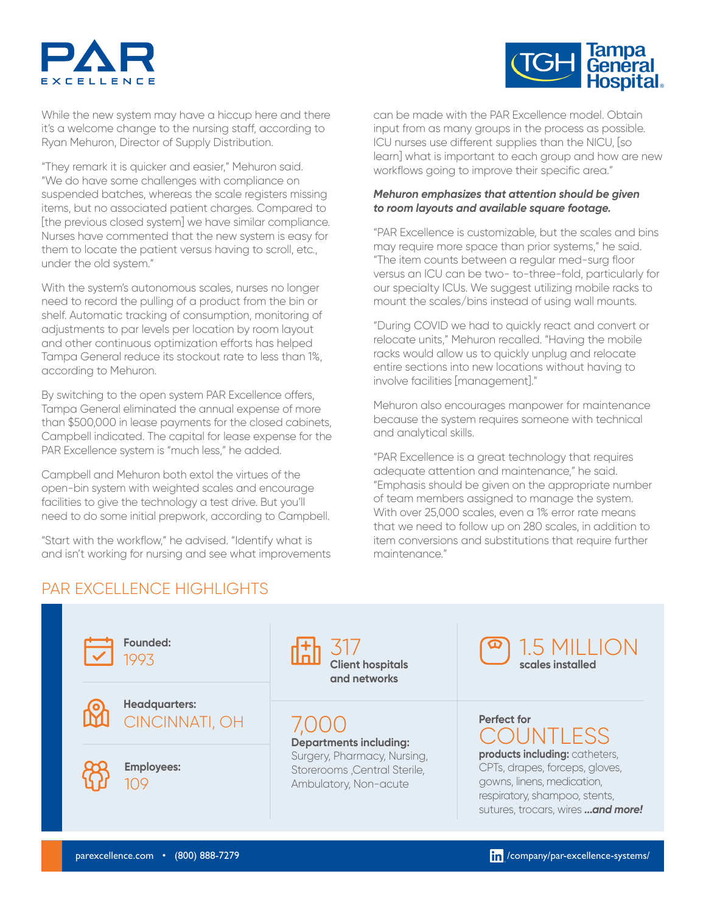While the new system may have a hiccup here and there it's a welcome change to the nursing staff, according to Ryan Mehuron, Director of Supply Distribution.

"They remark it is quicker and easier," Mehuron said. "We do have some challenges with compliance on suspended batches, whereas the scale registers missing items, but no associated patient charges. Compared to [the previous closed system] we have similar compliance. Nurses have commented that the new system is easy for them to locate the patient versus having to scroll, etc., under the old system."

With the system's autonomous scales, nurses no longer need to record the pulling of a product from the bin or shelf. Automatic tracking of consumption, monitoring of adjustments to par levels per location by room layout and other continuous optimization efforts has helped Tampa General reduce its stockout rate to less than 1%, according to Mehuron.

By switching to the open system PAR Excellence offers, Tampa General eliminated the annual expense of more than $500,000 in lease payments for the closed cabinets, Campbell indicated. The capital for lease expense for the PAR Excellence system is "much less," he added.

Campbell and Mehuron both extol the virtues of the open-bin system with weighted scales and encourage facilities to give the technology a test drive. But you'll need to do some initial prepwork, according to Campbell.

"Start with the workflow," he advised. "Identify what is and isn't working for nursing and see what improvements can be made with the PAR Excellence model. Obtain input from as many groups in the process as possible. ICU nurses use different supplies than the NICU, [so learn] what is important to each group and how are new workflows going to improve their specific area."

***Mehuron emphasizes that attention should be given to room layouts and available square footage.***

"PAR Excellence is customizable, but the scales and bins may require more space than prior systems," he said. "The item counts between a regular med-surg floor versus an ICU can be two- to-three-fold, particularly for our specialty ICUs. We suggest utilizing mobile racks to mount the scales/bins instead of using wall mounts.

"During COVID we had to quickly react and convert or relocate units," Mehuron recalled. "Having the mobile racks would allow us to quickly unplug and relocate entire sections into new locations without having to involve facilities [management]."

Mehuron also encourages manpower for maintenance because the system requires someone with technical and analytical skills.

"PAR Excellence is a great technology that requires adequate attention and maintenance," he said. "Emphasis should be given on the appropriate number of team members assigned to manage the system. With over 25,000 scales, even a 1% error rate means that we need to follow up on 280 scales, in addition to item conversions and substitutions that require further maintenance."

## PAR EXCELLENCE HIGHLIGHTS

**Founded:** 1993

**Headquarters:** CINCINNATI, OH

**Employees:** 109

317 **Client hospitals and networks**

1.5 MILLION **scales installed**

7,000 **Departments including:** Surgery, Pharmacy, Nursing, Storerooms ,Central Sterile, Ambulatory, Non-acute

**Perfect for** COUNTLESS **products including:** catheters, CPTs, drapes, forceps, gloves, gowns, linens, medication, respiratory, shampoo, stents, sutures, trocars, wires ***...and more!***

parexcellence.com • (800) 888-7279

/company/par-excellence-systems/